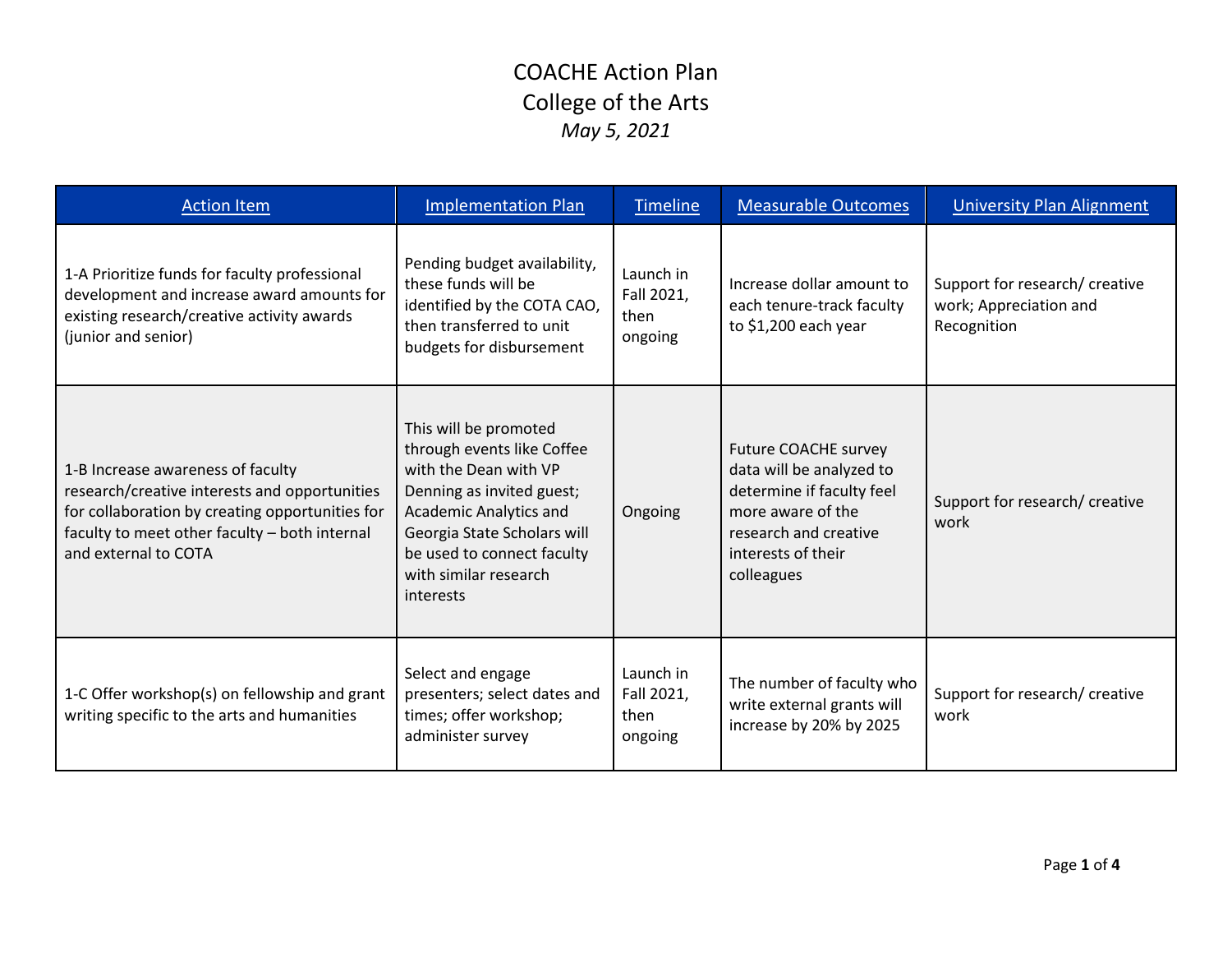# COACHE Action Plan
# College of the Arts
*May 5, 2021*

| Action Item | Implementation Plan | Timeline | Measurable Outcomes | University Plan Alignment |
|---|---|---|---|---|
| 1-A Prioritize funds for faculty professional development and increase award amounts for existing research/creative activity awards (junior and senior) | Pending budget availability, these funds will be identified by the COTA CAO, then transferred to unit budgets for disbursement | Launch in Fall 2021, then ongoing | Increase dollar amount to each tenure-track faculty to $1,200 each year | Support for research/ creative work; Appreciation and Recognition |
| 1-B Increase awareness of faculty research/creative interests and opportunities for collaboration by creating opportunities for faculty to meet other faculty – both internal and external to COTA | This will be promoted through events like Coffee with the Dean with VP Denning as invited guest; Academic Analytics and Georgia State Scholars will be used to connect faculty with similar research interests | Ongoing | Future COACHE survey data will be analyzed to determine if faculty feel more aware of the research and creative interests of their colleagues | Support for research/ creative work |
| 1-C Offer workshop(s) on fellowship and grant writing specific to the arts and humanities | Select and engage presenters; select dates and times; offer workshop; administer survey | Launch in Fall 2021, then ongoing | The number of faculty who write external grants will increase by 20% by 2025 | Support for research/ creative work |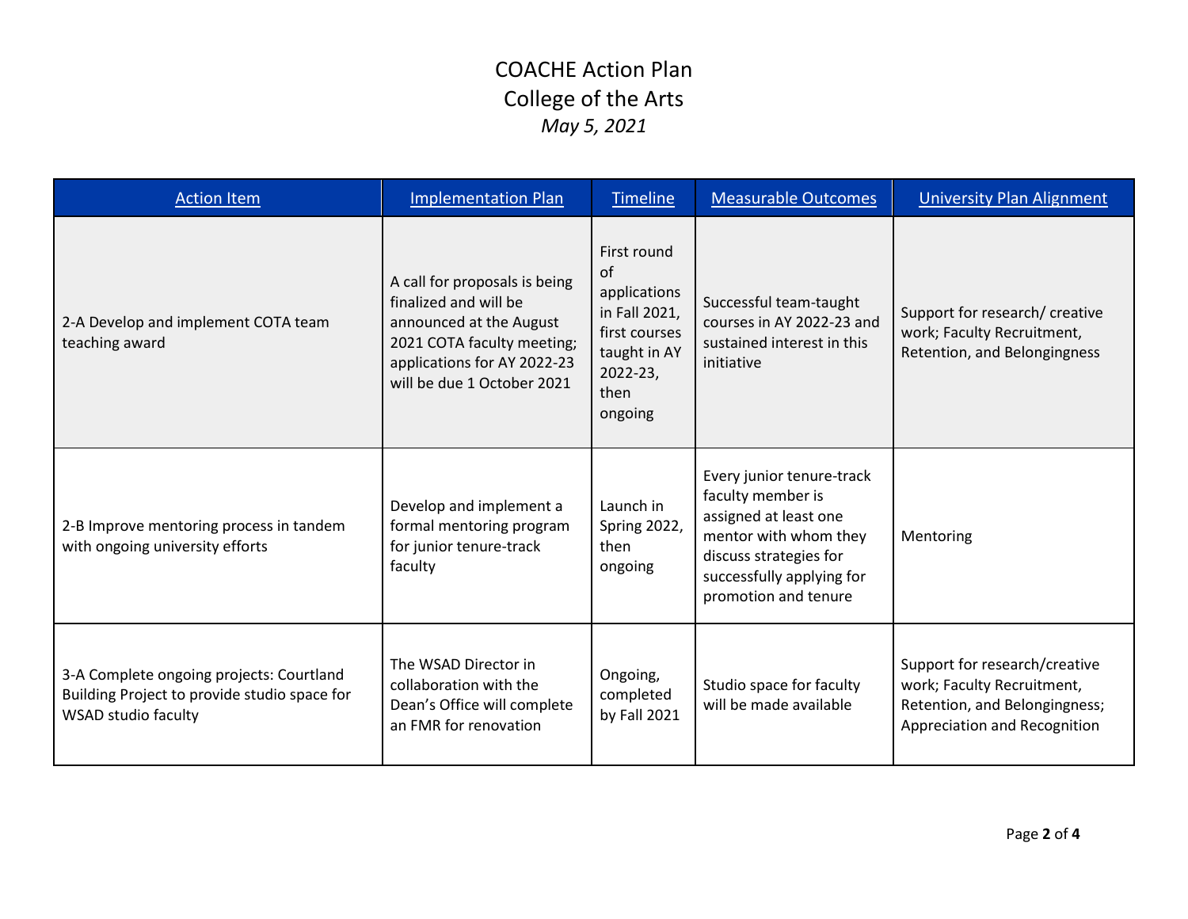# COACHE Action Plan

# College of the Arts

*May 5, 2021*

| Action Item | Implementation Plan | Timeline | Measurable Outcomes | University Plan Alignment |
|---|---|---|---|---|
| 2-A Develop and implement COTA team teaching award | A call for proposals is being finalized and will be announced at the August 2021 COTA faculty meeting; applications for AY 2022-23 will be due 1 October 2021 | First round of applications in Fall 2021, first courses taught in AY 2022-23, then ongoing | Successful team-taught courses in AY 2022-23 and sustained interest in this initiative | Support for research/ creative work; Faculty Recruitment, Retention, and Belongingness |
| 2-B Improve mentoring process in tandem with ongoing university efforts | Develop and implement a formal mentoring program for junior tenure-track faculty | Launch in Spring 2022, then ongoing | Every junior tenure-track faculty member is assigned at least one mentor with whom they discuss strategies for successfully applying for promotion and tenure | Mentoring |
| 3-A Complete ongoing projects: Courtland Building Project to provide studio space for WSAD studio faculty | The WSAD Director in collaboration with the Dean's Office will complete an FMR for renovation | Ongoing, completed by Fall 2021 | Studio space for faculty will be made available | Support for research/creative work; Faculty Recruitment, Retention, and Belongingness; Appreciation and Recognition |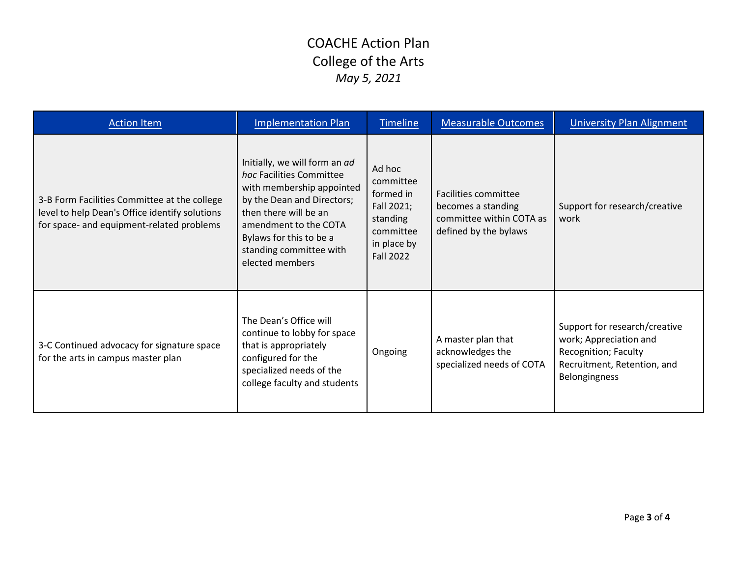# COACHE Action Plan
# College of the Arts
*May 5, 2021*

| Action Item | Implementation Plan | Timeline | Measurable Outcomes | University Plan Alignment |
|---|---|---|---|---|
| 3-B Form Facilities Committee at the college level to help Dean's Office identify solutions for space- and equipment-related problems | Initially, we will form an *ad hoc* Facilities Committee with membership appointed by the Dean and Directors; then there will be an amendment to the COTA Bylaws for this to be a standing committee with elected members | Ad hoc committee formed in Fall 2021; standing committee in place by Fall 2022 | Facilities committee becomes a standing committee within COTA as defined by the bylaws | Support for research/creative work |
| 3-C Continued advocacy for signature space for the arts in campus master plan | The Dean's Office will continue to lobby for space that is appropriately configured for the specialized needs of the college faculty and students | Ongoing | A master plan that acknowledges the specialized needs of COTA | Support for research/creative work; Appreciation and Recognition; Faculty Recruitment, Retention, and Belongingness |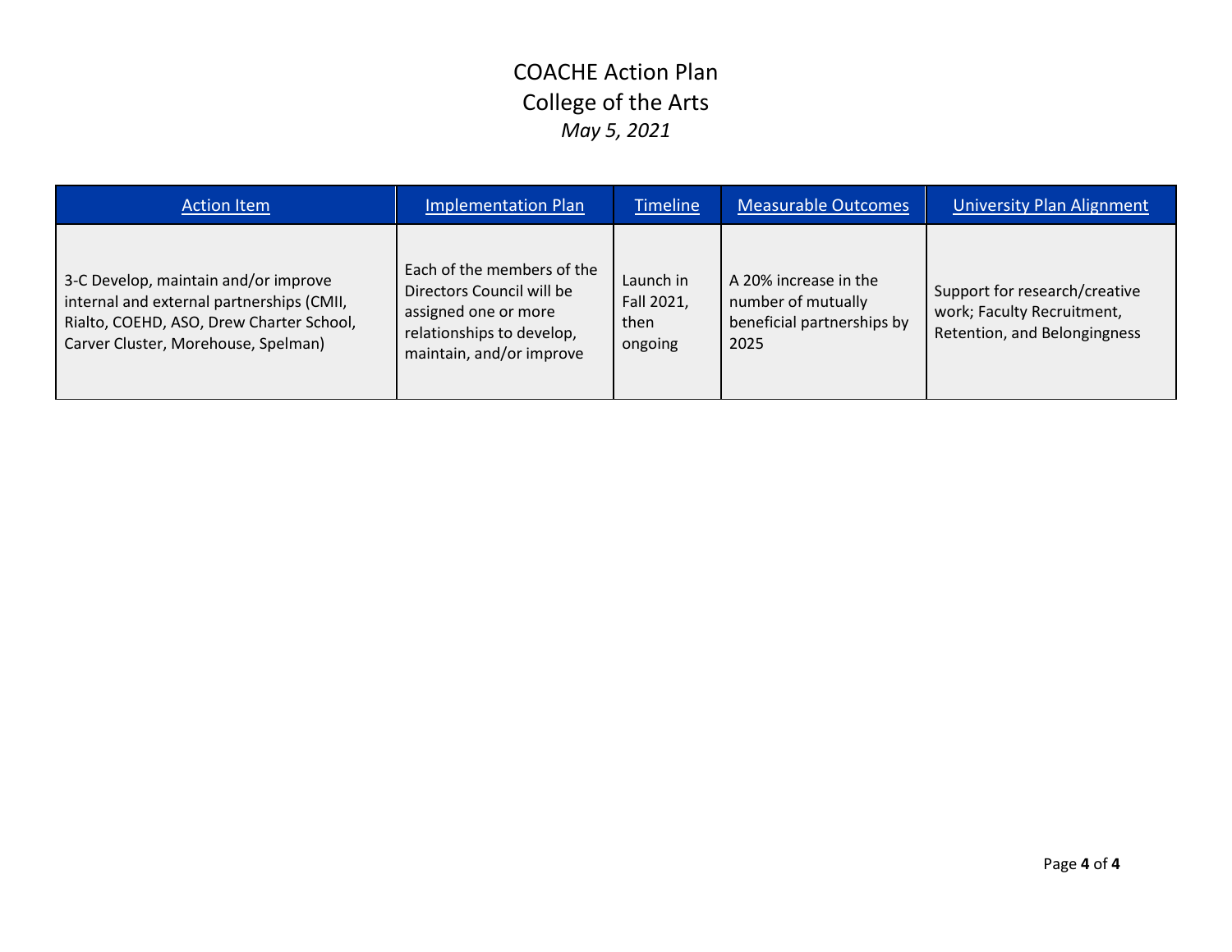# COACHE Action Plan
# College of the Arts
*May 5, 2021*

| Action Item | Implementation Plan | Timeline | Measurable Outcomes | University Plan Alignment |
|---|---|---|---|---|
| 3-C Develop, maintain and/or improve internal and external partnerships (CMII, Rialto, COEHD, ASO, Drew Charter School, Carver Cluster, Morehouse, Spelman) | Each of the members of the Directors Council will be assigned one or more relationships to develop, maintain, and/or improve | Launch in Fall 2021, then ongoing | A 20% increase in the number of mutually beneficial partnerships by 2025 | Support for research/creative work; Faculty Recruitment, Retention, and Belongingness |